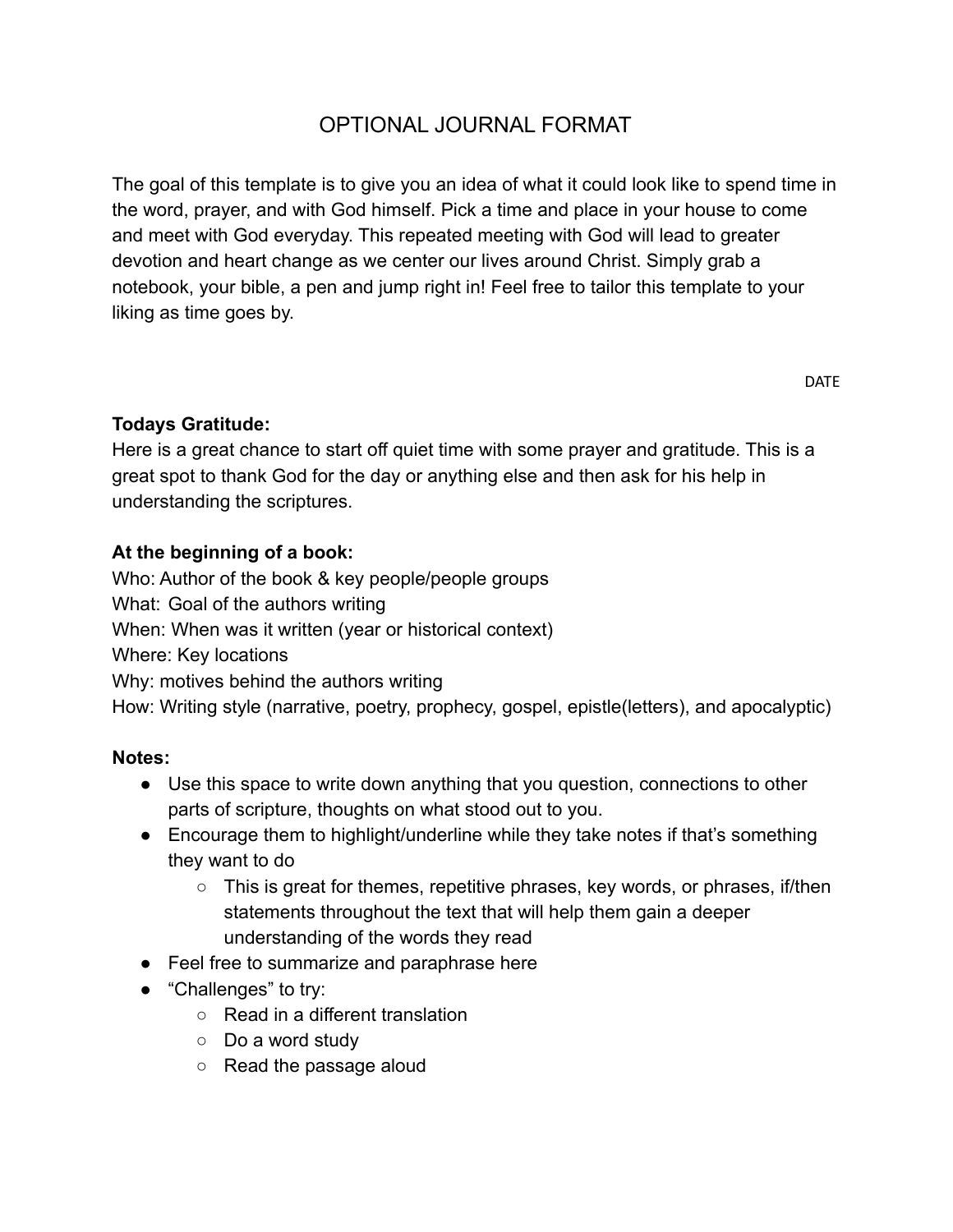# OPTIONAL JOURNAL FORMAT

The goal of this template is to give you an idea of what it could look like to spend time in the word, prayer, and with God himself. Pick a time and place in your house to come and meet with God everyday. This repeated meeting with God will lead to greater devotion and heart change as we center our lives around Christ. Simply grab a notebook, your bible, a pen and jump right in! Feel free to tailor this template to your liking as time goes by.

DATE

**Todays Gratitude:**
Here is a great chance to start off quiet time with some prayer and gratitude. This is a great spot to thank God for the day or anything else and then ask for his help in understanding the scriptures.

**At the beginning of a book:**
Who: Author of the book & key people/people groups
What: Goal of the authors writing
When: When was it written (year or historical context)
Where: Key locations
Why: motives behind the authors writing
How: Writing style (narrative, poetry, prophecy, gospel, epistle(letters), and apocalyptic)

**Notes:**

- Use this space to write down anything that you question, connections to other parts of scripture, thoughts on what stood out to you.
- Encourage them to highlight/underline while they take notes if that's something they want to do
  - This is great for themes, repetitive phrases, key words, or phrases, if/then statements throughout the text that will help them gain a deeper understanding of the words they read
- Feel free to summarize and paraphrase here
- "Challenges" to try:
  - Read in a different translation
  - Do a word study
  - Read the passage aloud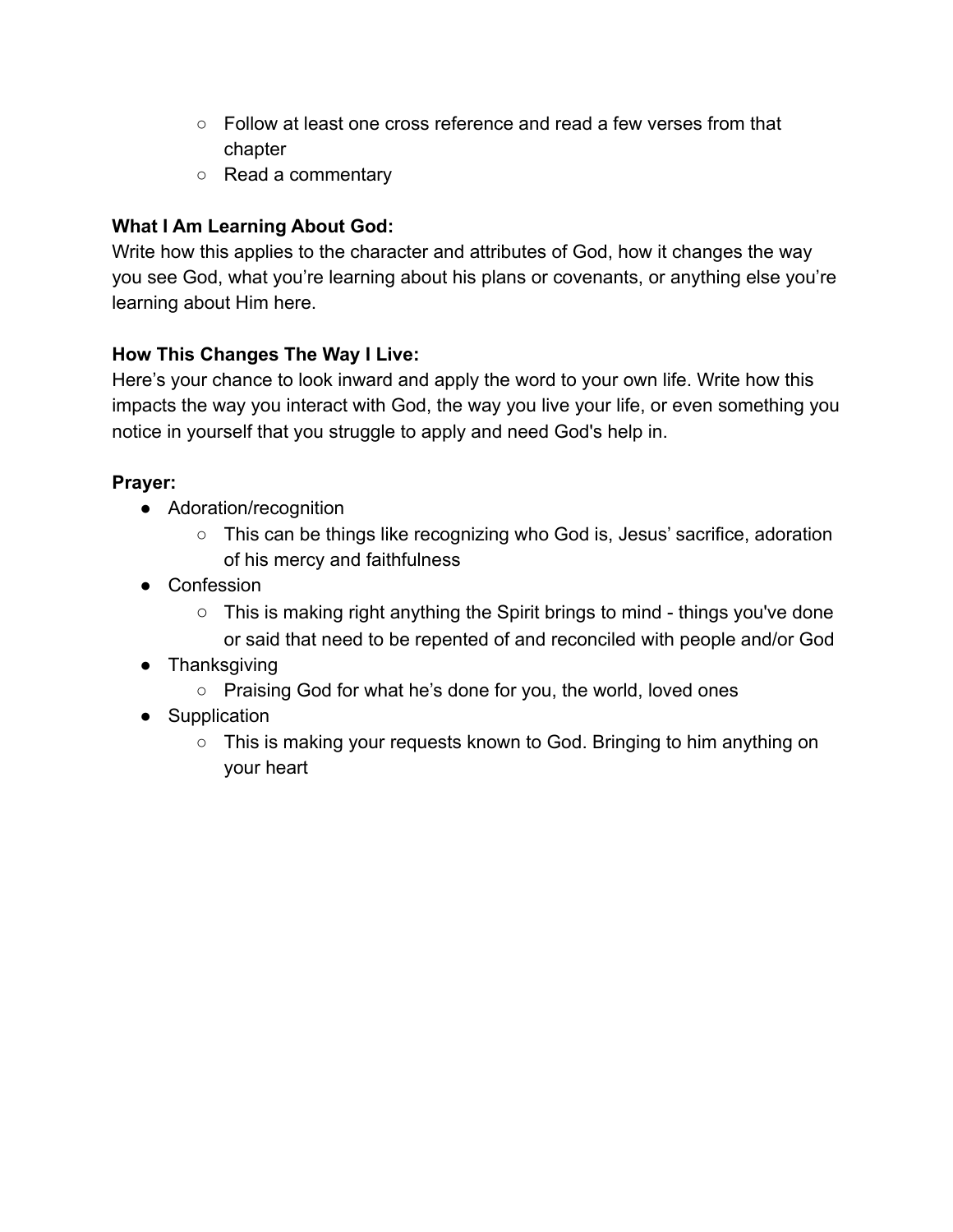- Follow at least one cross reference and read a few verses from that chapter
  - Read a commentary

**What I Am Learning About God:**
Write how this applies to the character and attributes of God, how it changes the way you see God, what you're learning about his plans or covenants, or anything else you're learning about Him here.

**How This Changes The Way I Live:**
Here's your chance to look inward and apply the word to your own life. Write how this impacts the way you interact with God, the way you live your life, or even something you notice in yourself that you struggle to apply and need God's help in.

**Prayer:**

- Adoration/recognition
  - This can be things like recognizing who God is, Jesus' sacrifice, adoration of his mercy and faithfulness
- Confession
  - This is making right anything the Spirit brings to mind - things you've done or said that need to be repented of and reconciled with people and/or God
- Thanksgiving
  - Praising God for what he's done for you, the world, loved ones
- Supplication
  - This is making your requests known to God. Bringing to him anything on your heart